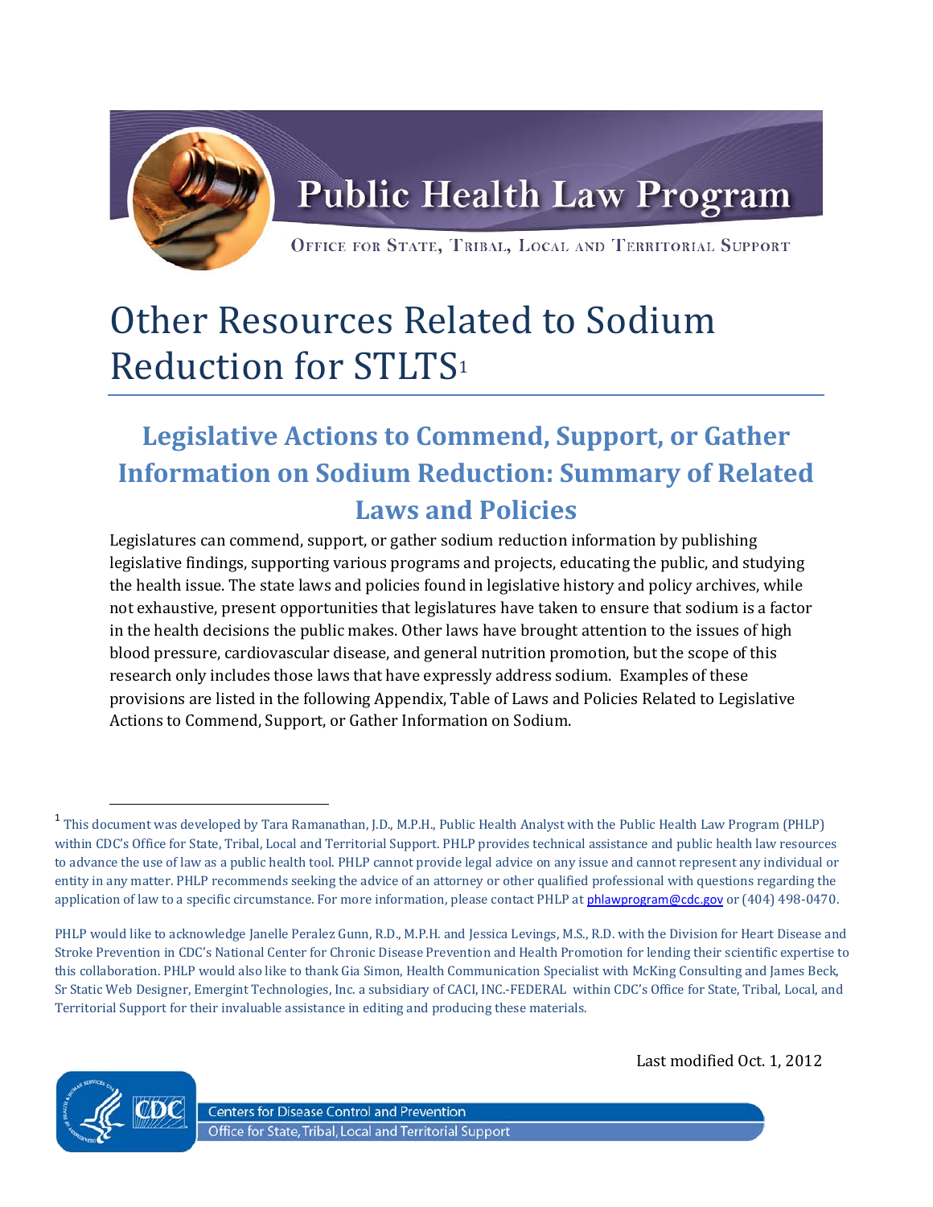Public Health Law Program

OFFICE FOR STATE, TRIBAL, LOCAL AND TERRITORIAL SUPPORT

# Other Resources Related to Sodium Reduction for STLTS[1]

## Legislative Actions to Commend, Support, or Gather Information on Sodium Reduction: Summary of Related Laws and Policies

Legislatures can commend, support, or gather sodium reduction information by publishing legislative findings, supporting various programs and projects, educating the public, and studying the health issue. The state laws and policies found in legislative history and policy archives, while not exhaustive, present opportunities that legislatures have taken to ensure that sodium is a factor in the health decisions the public makes. Other laws have brought attention to the issues of high blood pressure, cardiovascular disease, and general nutrition promotion, but the scope of this research only includes those laws that have expressly address sodium. Examples of these provisions are listed in the following Appendix, Table of Laws and Policies Related to Legislative Actions to Commend, Support, or Gather Information on Sodium.

[1] This document was developed by Tara Ramanathan, J.D., M.P.H., Public Health Analyst with the Public Health Law Program (PHLP) within CDC's Office for State, Tribal, Local and Territorial Support. PHLP provides technical assistance and public health law resources to advance the use of law as a public health tool. PHLP cannot provide legal advice on any issue and cannot represent any individual or entity in any matter. PHLP recommends seeking the advice of an attorney or other qualified professional with questions regarding the application of law to a specific circumstance. For more information, please contact PHLP at phlawprogram@cdc.gov or (404) 498-0470.

PHLP would like to acknowledge Janelle Peralez Gunn, R.D., M.P.H. and Jessica Levings, M.S., R.D. with the Division for Heart Disease and Stroke Prevention in CDC's National Center for Chronic Disease Prevention and Health Promotion for lending their scientific expertise to this collaboration. PHLP would also like to thank Gia Simon, Health Communication Specialist with McKing Consulting and James Beck, Sr Static Web Designer, Emergint Technologies, Inc. a subsidiary of CACI, INC.-FEDERAL within CDC's Office for State, Tribal, Local, and Territorial Support for their invaluable assistance in editing and producing these materials.

Last modified Oct. 1, 2012

Centers for Disease Control and Prevention
Office for State, Tribal, Local and Territorial Support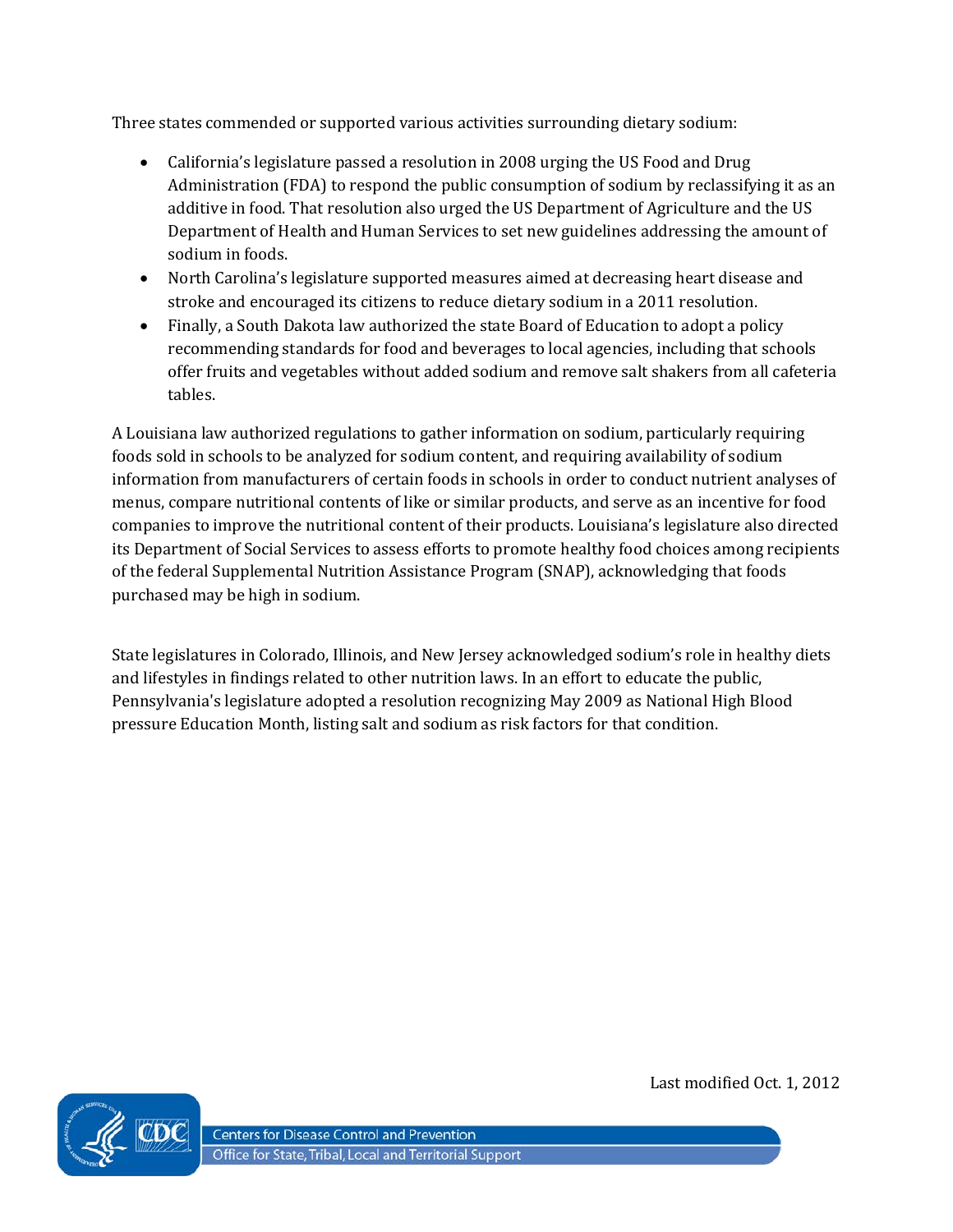Three states commended or supported various activities surrounding dietary sodium:

- California's legislature passed a resolution in 2008 urging the US Food and Drug Administration (FDA) to respond the public consumption of sodium by reclassifying it as an additive in food. That resolution also urged the US Department of Agriculture and the US Department of Health and Human Services to set new guidelines addressing the amount of sodium in foods.
- North Carolina's legislature supported measures aimed at decreasing heart disease and stroke and encouraged its citizens to reduce dietary sodium in a 2011 resolution.
- Finally, a South Dakota law authorized the state Board of Education to adopt a policy recommending standards for food and beverages to local agencies, including that schools offer fruits and vegetables without added sodium and remove salt shakers from all cafeteria tables.

A Louisiana law authorized regulations to gather information on sodium, particularly requiring foods sold in schools to be analyzed for sodium content, and requiring availability of sodium information from manufacturers of certain foods in schools in order to conduct nutrient analyses of menus, compare nutritional contents of like or similar products, and serve as an incentive for food companies to improve the nutritional content of their products. Louisiana's legislature also directed its Department of Social Services to assess efforts to promote healthy food choices among recipients of the federal Supplemental Nutrition Assistance Program (SNAP), acknowledging that foods purchased may be high in sodium.

State legislatures in Colorado, Illinois, and New Jersey acknowledged sodium's role in healthy diets and lifestyles in findings related to other nutrition laws. In an effort to educate the public, Pennsylvania's legislature adopted a resolution recognizing May 2009 as National High Blood pressure Education Month, listing salt and sodium as risk factors for that condition.

Last modified Oct. 1, 2012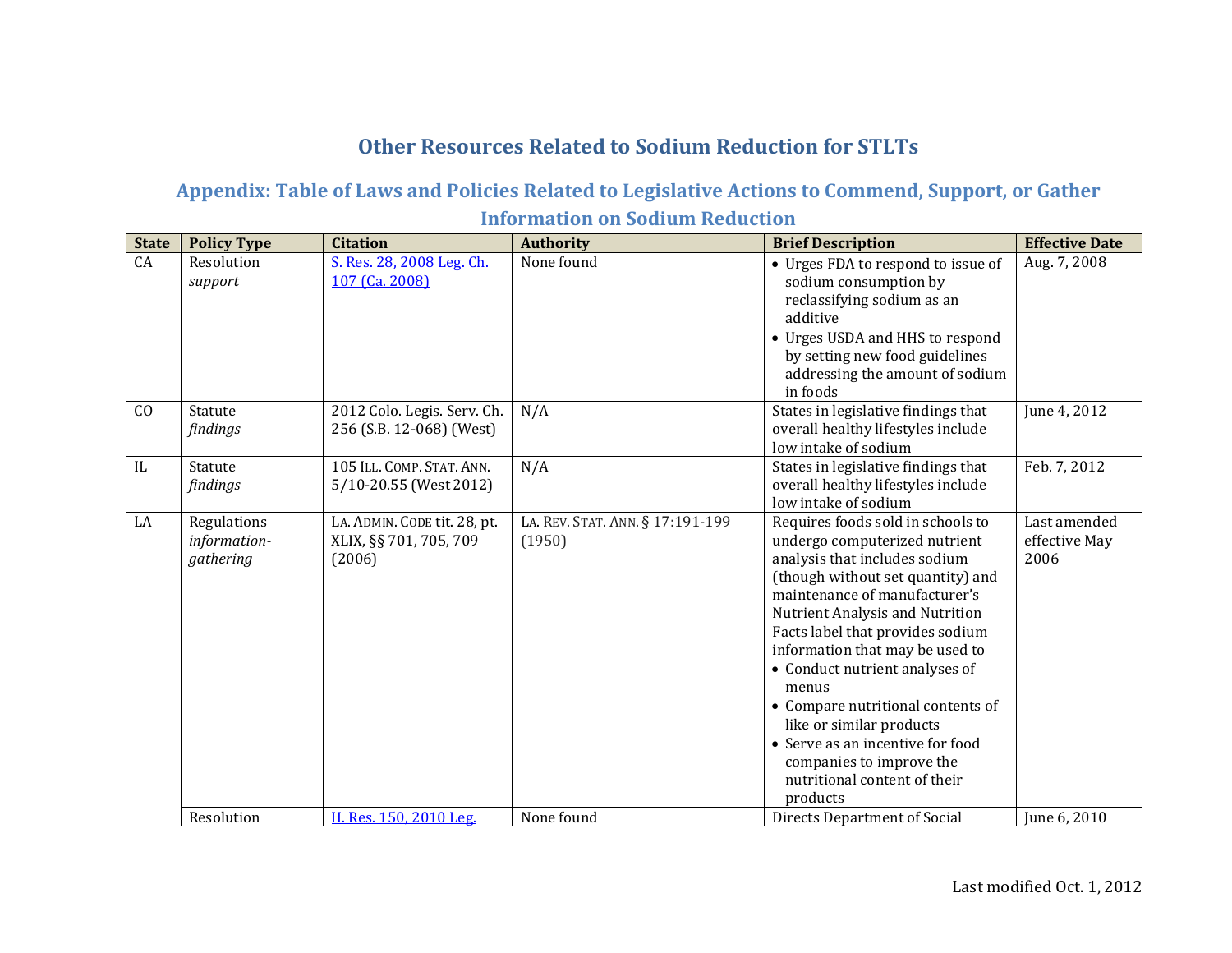## Other Resources Related to Sodium Reduction for STLTs

### Appendix: Table of Laws and Policies Related to Legislative Actions to Commend, Support, or Gather Information on Sodium Reduction

| State | Policy Type | Citation | Authority | Brief Description | Effective Date |
|---|---|---|---|---|---|
| CA | Resolution *support* | [S. Res. 28, 2008 Leg. Ch. 107 (Ca. 2008)]() | None found | • Urges FDA to respond to issue of sodium consumption by reclassifying sodium as an additive<br>• Urges USDA and HHS to respond by setting new food guidelines addressing the amount of sodium in foods | Aug. 7, 2008 |
| CO | Statute *findings* | 2012 Colo. Legis. Serv. Ch. 256 (S.B. 12-068) (West) | N/A | States in legislative findings that overall healthy lifestyles include low intake of sodium | June 4, 2012 |
| IL | Statute *findings* | 105 ILL. COMP. STAT. ANN. 5/10-20.55 (West 2012) | N/A | States in legislative findings that overall healthy lifestyles include low intake of sodium | Feb. 7, 2012 |
| LA | Regulations *information-gathering* | LA. ADMIN. CODE tit. 28, pt. XLIX, §§ 701, 705, 709 (2006) | LA. REV. STAT. ANN. § 17:191-199 (1950) | Requires foods sold in schools to undergo computerized nutrient analysis that includes sodium (though without set quantity) and maintenance of manufacturer's Nutrient Analysis and Nutrition Facts label that provides sodium information that may be used to<br>• Conduct nutrient analyses of menus<br>• Compare nutritional contents of like or similar products<br>• Serve as an incentive for food companies to improve the nutritional content of their products | Last amended effective May 2006 |
| | Resolution | [H. Res. 150, 2010 Leg.]() | None found | Directs Department of Social | June 6, 2010 |

Last modified Oct. 1, 2012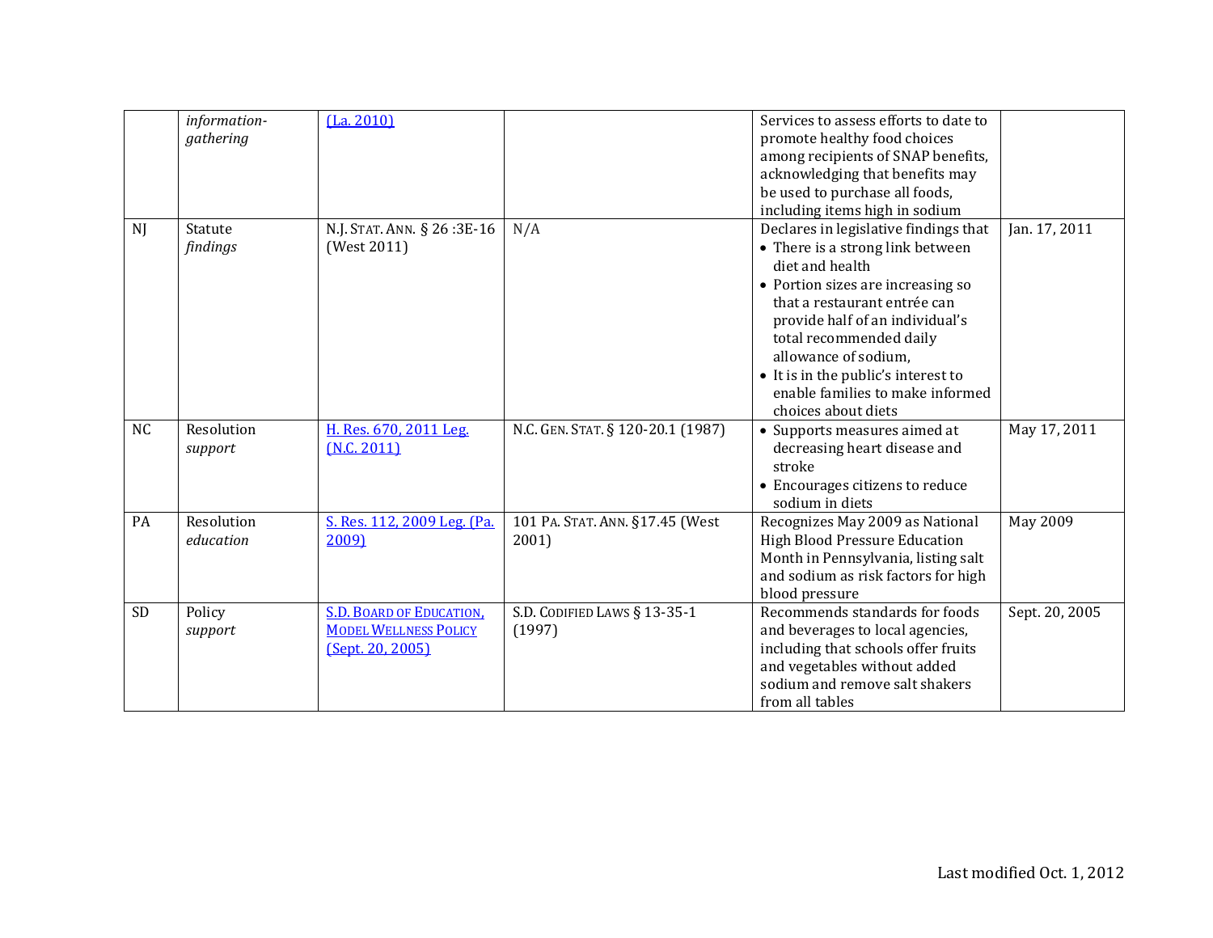| | | | | | |
|---|---|---|---|---|---|
| | *information-gathering* | (La. 2010) | | Services to assess efforts to date to promote healthy food choices among recipients of SNAP benefits, acknowledging that benefits may be used to purchase all foods, including items high in sodium | |
| NJ | Statute *findings* | N.J. STAT. ANN. § 26 :3E-16 (West 2011) | N/A | Declares in legislative findings that<br>• There is a strong link between diet and health<br>• Portion sizes are increasing so that a restaurant entrée can provide half of an individual's total recommended daily allowance of sodium,<br>• It is in the public's interest to enable families to make informed choices about diets | Jan. 17, 2011 |
| NC | Resolution *support* | H. Res. 670, 2011 Leg. (N.C. 2011) | N.C. GEN. STAT. § 120-20.1 (1987) | • Supports measures aimed at decreasing heart disease and stroke<br>• Encourages citizens to reduce sodium in diets | May 17, 2011 |
| PA | Resolution *education* | S. Res. 112, 2009 Leg. (Pa. 2009) | 101 PA. STAT. ANN. §17.45 (West 2001) | Recognizes May 2009 as National High Blood Pressure Education Month in Pennsylvania, listing salt and sodium as risk factors for high blood pressure | May 2009 |
| SD | Policy *support* | S.D. BOARD OF EDUCATION, MODEL WELLNESS POLICY (Sept. 20, 2005) | S.D. CODIFIED LAWS § 13-35-1 (1997) | Recommends standards for foods and beverages to local agencies, including that schools offer fruits and vegetables without added sodium and remove salt shakers from all tables | Sept. 20, 2005 |

Last modified Oct. 1, 2012